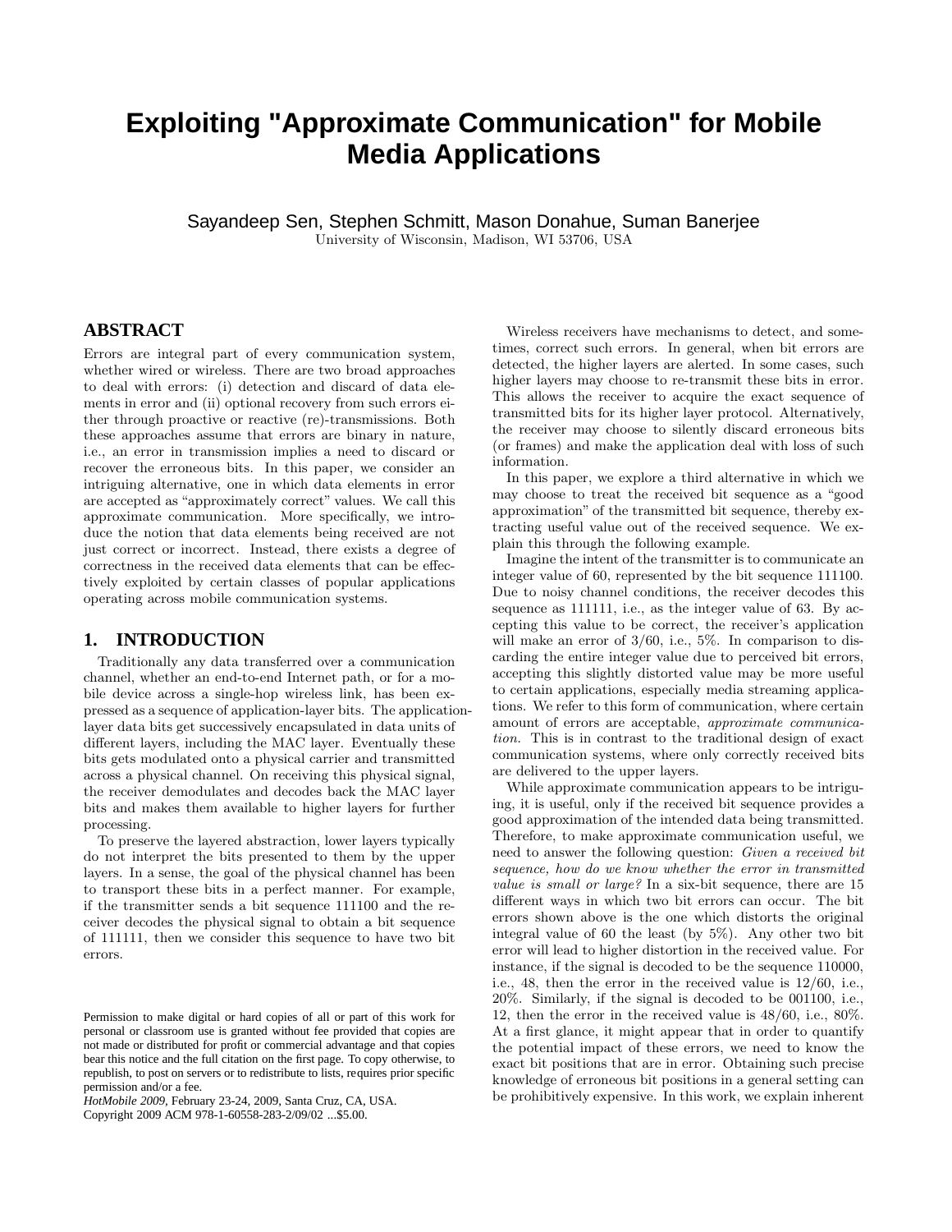# Exploiting "Approximate Communication" for Mobile Media Applications

Sayandeep Sen, Stephen Schmitt, Mason Donahue, Suman Banerjee
University of Wisconsin, Madison, WI 53706, USA

## ABSTRACT

Errors are integral part of every communication system, whether wired or wireless. There are two broad approaches to deal with errors: (i) detection and discard of data elements in error and (ii) optional recovery from such errors either through proactive or reactive (re)-transmissions. Both these approaches assume that errors are binary in nature, i.e., an error in transmission implies a need to discard or recover the erroneous bits. In this paper, we consider an intriguing alternative, one in which data elements in error are accepted as "approximately correct" values. We call this approximate communication. More specifically, we introduce the notion that data elements being received are not just correct or incorrect. Instead, there exists a degree of correctness in the received data elements that can be effectively exploited by certain classes of popular applications operating across mobile communication systems.

## 1. INTRODUCTION

Traditionally any data transferred over a communication channel, whether an end-to-end Internet path, or for a mobile device across a single-hop wireless link, has been expressed as a sequence of application-layer bits. The application-layer data bits get successively encapsulated in data units of different layers, including the MAC layer. Eventually these bits gets modulated onto a physical carrier and transmitted across a physical channel. On receiving this physical signal, the receiver demodulates and decodes back the MAC layer bits and makes them available to higher layers for further processing.

To preserve the layered abstraction, lower layers typically do not interpret the bits presented to them by the upper layers. In a sense, the goal of the physical channel has been to transport these bits in a perfect manner. For example, if the transmitter sends a bit sequence 111100 and the receiver decodes the physical signal to obtain a bit sequence of 111111, then we consider this sequence to have two bit errors.

Permission to make digital or hard copies of all or part of this work for personal or classroom use is granted without fee provided that copies are not made or distributed for profit or commercial advantage and that copies bear this notice and the full citation on the first page. To copy otherwise, to republish, to post on servers or to redistribute to lists, requires prior specific permission and/or a fee.
*HotMobile 2009*, February 23-24, 2009, Santa Cruz, CA, USA.
Copyright 2009 ACM 978-1-60558-283-2/09/02 ...$5.00.

Wireless receivers have mechanisms to detect, and sometimes, correct such errors. In general, when bit errors are detected, the higher layers are alerted. In some cases, such higher layers may choose to re-transmit these bits in error. This allows the receiver to acquire the exact sequence of transmitted bits for its higher layer protocol. Alternatively, the receiver may choose to silently discard erroneous bits (or frames) and make the application deal with loss of such information.

In this paper, we explore a third alternative in which we may choose to treat the received bit sequence as a "good approximation" of the transmitted bit sequence, thereby extracting useful value out of the received sequence. We explain this through the following example.

Imagine the intent of the transmitter is to communicate an integer value of 60, represented by the bit sequence 111100. Due to noisy channel conditions, the receiver decodes this sequence as 111111, i.e., as the integer value of 63. By accepting this value to be correct, the receiver's application will make an error of 3/60, i.e., 5%. In comparison to discarding the entire integer value due to perceived bit errors, accepting this slightly distorted value may be more useful to certain applications, especially media streaming applications. We refer to this form of communication, where certain amount of errors are acceptable, *approximate communication*. This is in contrast to the traditional design of exact communication systems, where only correctly received bits are delivered to the upper layers.

While approximate communication appears to be intriguing, it is useful, only if the received bit sequence provides a good approximation of the intended data being transmitted. Therefore, to make approximate communication useful, we need to answer the following question: *Given a received bit sequence, how do we know whether the error in transmitted value is small or large?* In a six-bit sequence, there are 15 different ways in which two bit errors can occur. The bit errors shown above is the one which distorts the original integral value of 60 the least (by 5%). Any other two bit error will lead to higher distortion in the received value. For instance, if the signal is decoded to be the sequence 110000, i.e., 48, then the error in the received value is 12/60, i.e., 20%. Similarly, if the signal is decoded to be 001100, i.e., 12, then the error in the received value is 48/60, i.e., 80%. At a first glance, it might appear that in order to quantify the potential impact of these errors, we need to know the exact bit positions that are in error. Obtaining such precise knowledge of erroneous bit positions in a general setting can be prohibitively expensive. In this work, we explain inherent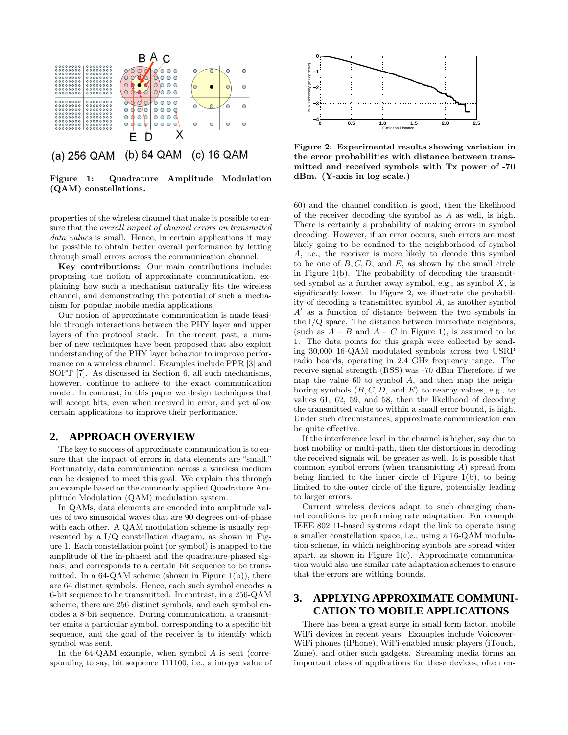Figure 1: Quadrature Amplitude Modulation (QAM) constellations.

properties of the wireless channel that make it possible to ensure that the *overall impact of channel errors on transmitted data values* is small. Hence, in certain applications it may be possible to obtain better overall performance by letting through small errors across the communication channel.

**Key contributions:** Our main contributions include: proposing the notion of approximate communication, explaining how such a mechanism naturally fits the wireless channel, and demonstrating the potential of such a mechanism for popular mobile media applications.

Our notion of approximate communication is made feasible through interactions between the PHY layer and upper layers of the protocol stack. In the recent past, a number of new techniques have been proposed that also exploit understanding of the PHY layer behavior to improve performance on a wireless channel. Examples include PPR [3] and SOFT [7]. As discussed in Section 6, all such mechanisms, however, continue to adhere to the exact communication model. In contrast, in this paper we design techniques that will accept bits, even when received in error, and yet allow certain applications to improve their performance.

## 2. APPROACH OVERVIEW

The key to success of approximate communication is to ensure that the impact of errors in data elements are "small." Fortunately, data communication across a wireless medium can be designed to meet this goal. We explain this through an example based on the commonly applied Quadrature Amplitude Modulation (QAM) modulation system.

In QAMs, data elements are encoded into amplitude values of two sinusoidal waves that are 90 degrees out-of-phase with each other. A QAM modulation scheme is usually represented by a I/Q constellation diagram, as shown in Figure 1. Each constellation point (or symbol) is mapped to the amplitude of the in-phased and the quadrature-phased signals, and corresponds to a certain bit sequence to be transmitted. In a 64-QAM scheme (shown in Figure 1(b)), there are 64 distinct symbols. Hence, each such symbol encodes a 6-bit sequence to be transmitted. In contrast, in a 256-QAM scheme, there are 256 distinct symbols, and each symbol encodes a 8-bit sequence. During communication, a transmitter emits a particular symbol, corresponding to a specific bit sequence, and the goal of the receiver is to identify which symbol was sent.

In the 64-QAM example, when symbol $A$ is sent (corresponding to say, bit sequence 111100, i.e., a integer value of 60) and the channel condition is good, then the likelihood of the receiver decoding the symbol as $A$ as well, is high. There is certainly a probability of making errors in symbol decoding. However, if an error occurs, such errors are most likely going to be confined to the neighborhood of symbol $A$, i.e., the receiver is more likely to decode this symbol to be one of $B, C, D$, and $E$, as shown by the small circle in Figure 1(b). The probability of decoding the transmitted symbol as a further away symbol, e.g., as symbol $X$, is significantly lower. In Figure 2, we illustrate the probability of decoding a transmitted symbol $A$, as another symbol $A'$ as a function of distance between the two symbols in the I/Q space. The distance between immediate neighbors, (such as $A - B$ and $A - C$ in Figure 1), is assumed to be 1. The data points for this graph were collected by sending 30,000 16-QAM modulated symbols across two USRP radio boards, operating in 2.4 GHz frequency range. The receive signal strength (RSS) was -70 dBm Therefore, if we map the value 60 to symbol $A$, and then map the neighboring symbols ($B, C, D$, and $E$) to nearby values, e.g., to values 61, 62, 59, and 58, then the likelihood of decoding the transmitted value to within a small error bound, is high. Under such circumstances, approximate communication can be quite effective.

Figure 2: Experimental results showing variation in the error probabilities with distance between transmitted and received symbols with Tx power of -70 dBm. (Y-axis in log scale.)

If the interference level in the channel is higher, say due to host mobility or multi-path, then the distortions in decoding the received signals will be greater as well. It is possible that common symbol errors (when transmitting $A$) spread from being limited to the inner circle of Figure 1(b), to being limited to the outer circle of the figure, potentially leading to larger errors.

Current wireless devices adapt to such changing channel conditions by performing rate adaptation. For example IEEE 802.11-based systems adapt the link to operate using a smaller constellation space, i.e., using a 16-QAM modulation scheme, in which neighboring symbols are spread wider apart, as shown in Figure 1(c). Approximate communication would also use similar rate adaptation schemes to ensure that the errors are withing bounds.

## 3. APPLYING APPROXIMATE COMMUNICATION TO MOBILE APPLICATIONS

There has been a great surge in small form factor, mobile WiFi devices in recent years. Examples include Voiceover-WiFi phones (iPhone), WiFi-enabled music players (iTouch, Zune), and other such gadgets. Streaming media forms an important class of applications for these devices, often en-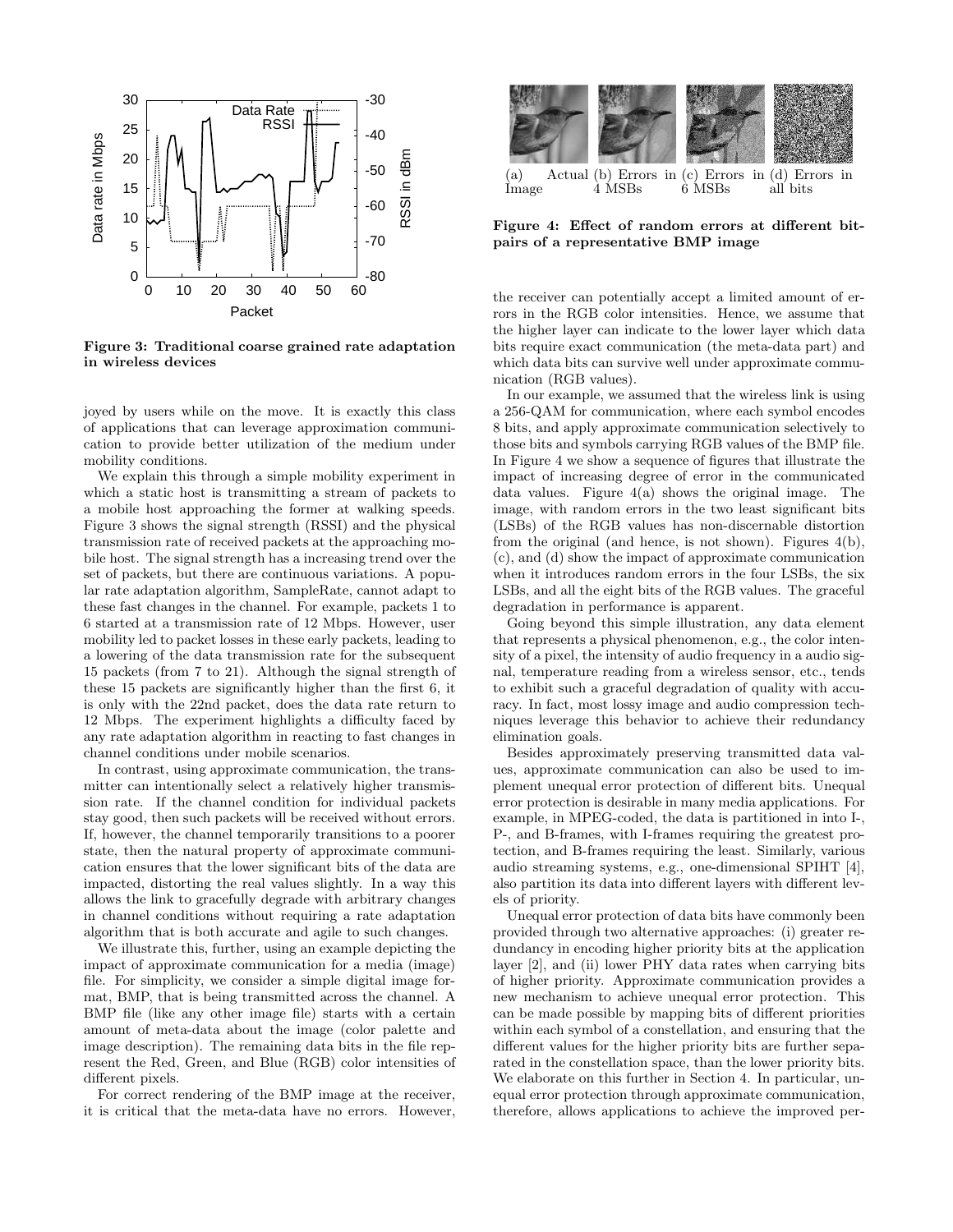Figure 3: Traditional coarse grained rate adaptation in wireless devices

joyed by users while on the move. It is exactly this class of applications that can leverage approximation communication to provide better utilization of the medium under mobility conditions.

We explain this through a simple mobility experiment in which a static host is transmitting a stream of packets to a mobile host approaching the former at walking speeds. Figure 3 shows the signal strength (RSSI) and the physical transmission rate of received packets at the approaching mobile host. The signal strength has a increasing trend over the set of packets, but there are continuous variations. A popular rate adaptation algorithm, SampleRate, cannot adapt to these fast changes in the channel. For example, packets 1 to 6 started at a transmission rate of 12 Mbps. However, user mobility led to packet losses in these early packets, leading to a lowering of the data transmission rate for the subsequent 15 packets (from 7 to 21). Although the signal strength of these 15 packets are significantly higher than the first 6, it is only with the 22nd packet, does the data rate return to 12 Mbps. The experiment highlights a difficulty faced by any rate adaptation algorithm in reacting to fast changes in channel conditions under mobile scenarios.

In contrast, using approximate communication, the transmitter can intentionally select a relatively higher transmission rate. If the channel condition for individual packets stay good, then such packets will be received without errors. If, however, the channel temporarily transitions to a poorer state, then the natural property of approximate communication ensures that the lower significant bits of the data are impacted, distorting the real values slightly. In a way this allows the link to gracefully degrade with arbitrary changes in channel conditions without requiring a rate adaptation algorithm that is both accurate and agile to such changes.

We illustrate this, further, using an example depicting the impact of approximate communication for a media (image) file. For simplicity, we consider a simple digital image format, BMP, that is being transmitted across the channel. A BMP file (like any other image file) starts with a certain amount of meta-data about the image (color palette and image description). The remaining data bits in the file represent the Red, Green, and Blue (RGB) color intensities of different pixels.

For correct rendering of the BMP image at the receiver, it is critical that the meta-data have no errors. However, the receiver can potentially accept a limited amount of errors in the RGB color intensities. Hence, we assume that the higher layer can indicate to the lower layer which data bits require exact communication (the meta-data part) and which data bits can survive well under approximate communication (RGB values).

(a) Actual Image (b) Errors in 4 MSBs (c) Errors in 6 MSBs (d) Errors in all bits

Figure 4: Effect of random errors at different bit-pairs of a representative BMP image

In our example, we assumed that the wireless link is using a 256-QAM for communication, where each symbol encodes 8 bits, and apply approximate communication selectively to those bits and symbols carrying RGB values of the BMP file. In Figure 4 we show a sequence of figures that illustrate the impact of increasing degree of error in the communicated data values. Figure 4(a) shows the original image. The image, with random errors in the two least significant bits (LSBs) of the RGB values has non-discernable distortion from the original (and hence, is not shown). Figures 4(b), (c), and (d) show the impact of approximate communication when it introduces random errors in the four LSBs, the six LSBs, and all the eight bits of the RGB values. The graceful degradation in performance is apparent.

Going beyond this simple illustration, any data element that represents a physical phenomenon, e.g., the color intensity of a pixel, the intensity of audio frequency in a audio signal, temperature reading from a wireless sensor, etc., tends to exhibit such a graceful degradation of quality with accuracy. In fact, most lossy image and audio compression techniques leverage this behavior to achieve their redundancy elimination goals.

Besides approximately preserving transmitted data values, approximate communication can also be used to implement unequal error protection of different bits. Unequal error protection is desirable in many media applications. For example, in MPEG-coded, the data is partitioned in into I-, P-, and B-frames, with I-frames requiring the greatest protection, and B-frames requiring the least. Similarly, various audio streaming systems, e.g., one-dimensional SPIHT [4], also partition its data into different layers with different levels of priority.

Unequal error protection of data bits have commonly been provided through two alternative approaches: (i) greater redundancy in encoding higher priority bits at the application layer [2], and (ii) lower PHY data rates when carrying bits of higher priority. Approximate communication provides a new mechanism to achieve unequal error protection. This can be made possible by mapping bits of different priorities within each symbol of a constellation, and ensuring that the different values for the higher priority bits are further separated in the constellation space, than the lower priority bits. We elaborate on this further in Section 4. In particular, unequal error protection through approximate communication, therefore, allows applications to achieve the improved per-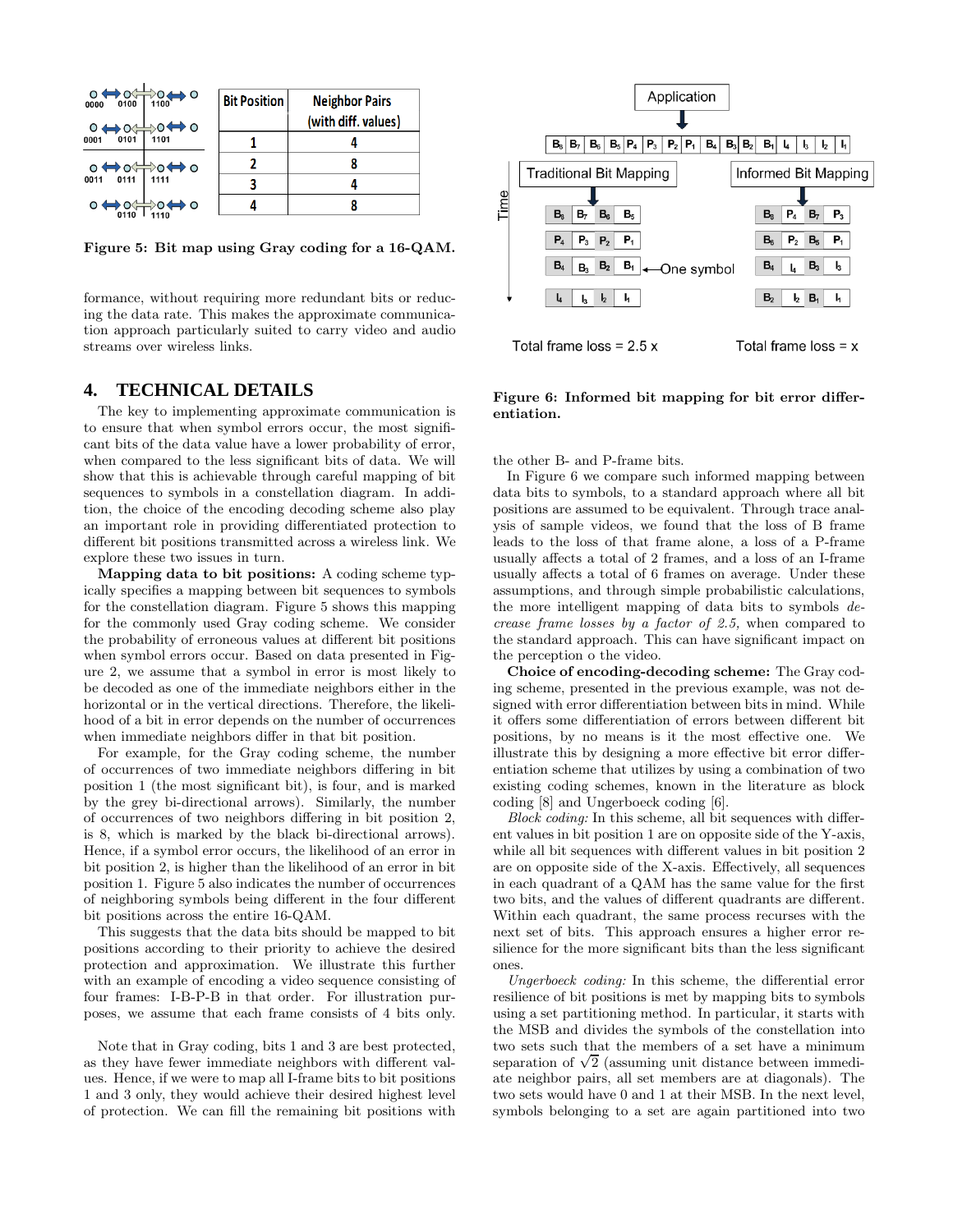| Bit Position | Neighbor Pairs (with diff. values) |
|---|---|
| 1 | 4 |
| 2 | 8 |
| 3 | 4 |
| 4 | 8 |

**Figure 5: Bit map using Gray coding for a 16-QAM.**

formance, without requiring more redundant bits or reducing the data rate. This makes the approximate communication approach particularly suited to carry video and audio streams over wireless links.

## 4. TECHNICAL DETAILS

The key to implementing approximate communication is to ensure that when symbol errors occur, the most significant bits of the data value have a lower probability of error, when compared to the less significant bits of data. We will show that this is achievable through careful mapping of bit sequences to symbols in a constellation diagram. In addition, the choice of the encoding decoding scheme also play an important role in providing differentiated protection to different bit positions transmitted across a wireless link. We explore these two issues in turn.

**Mapping data to bit positions:** A coding scheme typically specifies a mapping between bit sequences to symbols for the constellation diagram. Figure 5 shows this mapping for the commonly used Gray coding scheme. We consider the probability of erroneous values at different bit positions when symbol errors occur. Based on data presented in Figure 2, we assume that a symbol in error is most likely to be decoded as one of the immediate neighbors either in the horizontal or in the vertical directions. Therefore, the likelihood of a bit in error depends on the number of occurrences when immediate neighbors differ in that bit position.

For example, for the Gray coding scheme, the number of occurrences of two immediate neighbors differing in bit position 1 (the most significant bit), is four, and is marked by the grey bi-directional arrows). Similarly, the number of occurrences of two neighbors differing in bit position 2, is 8, which is marked by the black bi-directional arrows). Hence, if a symbol error occurs, the likelihood of an error in bit position 2, is higher than the likelihood of an error in bit position 1. Figure 5 also indicates the number of occurrences of neighboring symbols being different in the four different bit positions across the entire 16-QAM.

This suggests that the data bits should be mapped to bit positions according to their priority to achieve the desired protection and approximation. We illustrate this further with an example of encoding a video sequence consisting of four frames: I-B-P-B in that order. For illustration purposes, we assume that each frame consists of 4 bits only.

Note that in Gray coding, bits 1 and 3 are best protected, as they have fewer immediate neighbors with different values. Hence, if we were to map all I-frame bits to bit positions 1 and 3 only, they would achieve their desired highest level of protection. We can fill the remaining bit positions with the other B- and P-frame bits.

**Figure 6: Informed bit mapping for bit error differentiation.**

In Figure 6 we compare such informed mapping between data bits to symbols, to a standard approach where all bit positions are assumed to be equivalent. Through trace analysis of sample videos, we found that the loss of B frame leads to the loss of that frame alone, a loss of a P-frame usually affects a total of 2 frames, and a loss of an I-frame usually affects a total of 6 frames on average. Under these assumptions, and through simple probabilistic calculations, the more intelligent mapping of data bits to symbols *decrease frame losses by a factor of 2.5,* when compared to the standard approach. This can have significant impact on the perception o the video.

**Choice of encoding-decoding scheme:** The Gray coding scheme, presented in the previous example, was not designed with error differentiation between bits in mind. While it offers some differentiation of errors between different bit positions, by no means is it the most effective one. We illustrate this by designing a more effective bit error differentiation scheme that utilizes by using a combination of two existing coding schemes, known in the literature as block coding [8] and Ungerboeck coding [6].

*Block coding:* In this scheme, all bit sequences with different values in bit position 1 are on opposite side of the Y-axis, while all bit sequences with different values in bit position 2 are on opposite side of the X-axis. Effectively, all sequences in each quadrant of a QAM has the same value for the first two bits, and the values of different quadrants are different. Within each quadrant, the same process recurses with the next set of bits. This approach ensures a higher error resilience for the more significant bits than the less significant ones.

*Ungerboeck coding:* In this scheme, the differential error resilience of bit positions is met by mapping bits to symbols using a set partitioning method. In particular, it starts with the MSB and divides the symbols of the constellation into two sets such that the members of a set have a minimum separation of $\sqrt{2}$ (assuming unit distance between immediate neighbor pairs, all set members are at diagonals). The two sets would have 0 and 1 at their MSB. In the next level, symbols belonging to a set are again partitioned into two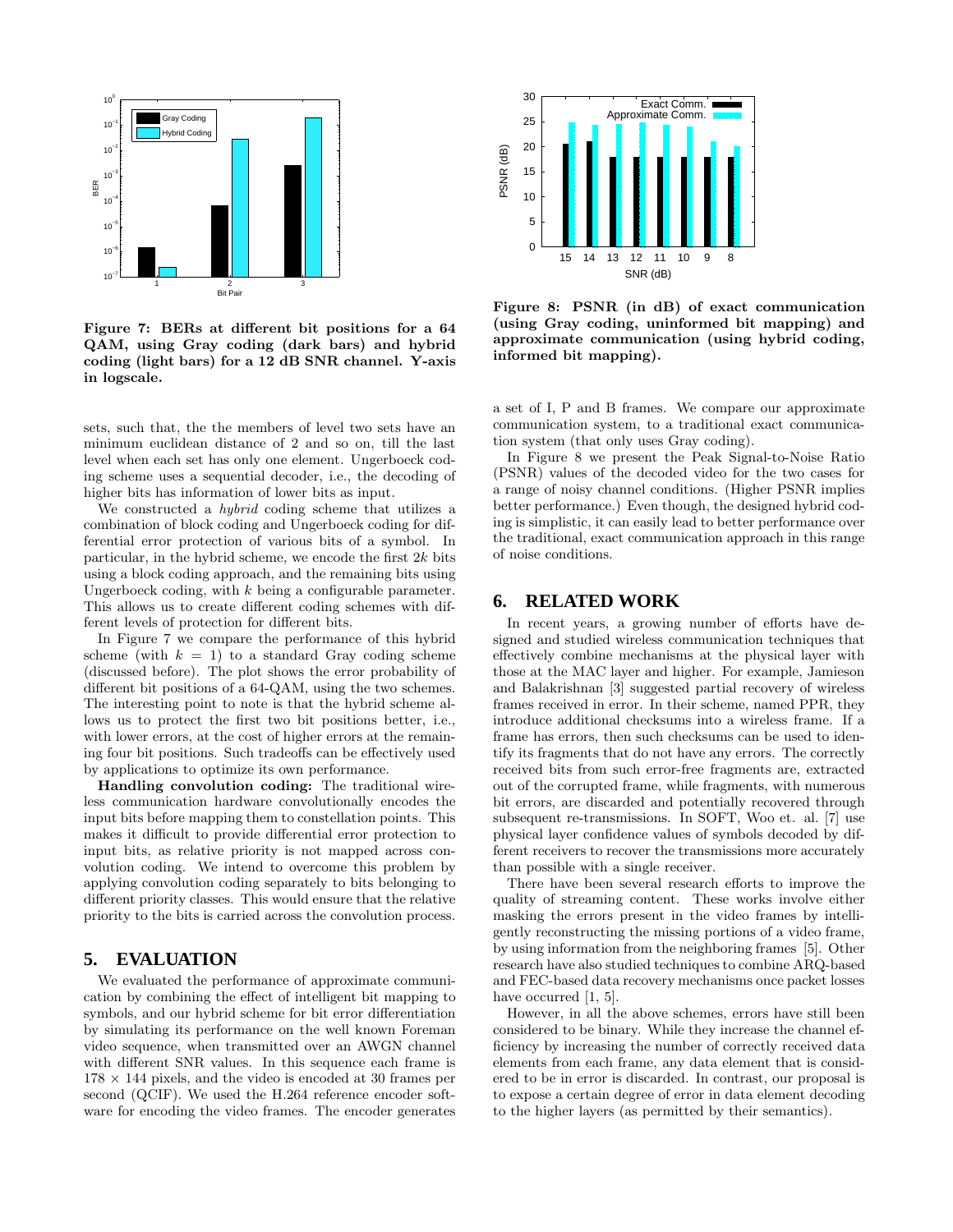Figure 7: BERs at different bit positions for a 64 QAM, using Gray coding (dark bars) and hybrid coding (light bars) for a 12 dB SNR channel. Y-axis in logscale.

sets, such that, the the members of level two sets have an minimum euclidean distance of 2 and so on, till the last level when each set has only one element. Ungerboeck coding scheme uses a sequential decoder, i.e., the decoding of higher bits has information of lower bits as input.

We constructed a *hybrid* coding scheme that utilizes a combination of block coding and Ungerboeck coding for differential error protection of various bits of a symbol. In particular, in the hybrid scheme, we encode the first $2k$ bits using a block coding approach, and the remaining bits using Ungerboeck coding, with $k$ being a configurable parameter. This allows us to create different coding schemes with different levels of protection for different bits.

In Figure 7 we compare the performance of this hybrid scheme (with $k = 1$) to a standard Gray coding scheme (discussed before). The plot shows the error probability of different bit positions of a 64-QAM, using the two schemes. The interesting point to note is that the hybrid scheme allows us to protect the first two bit positions better, i.e., with lower errors, at the cost of higher errors at the remaining four bit positions. Such tradeoffs can be effectively used by applications to optimize its own performance.

**Handling convolution coding:** The traditional wireless communication hardware convolutionally encodes the input bits before mapping them to constellation points. This makes it difficult to provide differential error protection to input bits, as relative priority is not mapped across convolution coding. We intend to overcome this problem by applying convolution coding separately to bits belonging to different priority classes. This would ensure that the relative priority to the bits is carried across the convolution process.

## 5. EVALUATION

We evaluated the performance of approximate communication by combining the effect of intelligent bit mapping to symbols, and our hybrid scheme for bit error differentiation by simulating its performance on the well known Foreman video sequence, when transmitted over an AWGN channel with different SNR values. In this sequence each frame is $178 \times 144$ pixels, and the video is encoded at 30 frames per second (QCIF). We used the H.264 reference encoder software for encoding the video frames. The encoder generates a set of I, P and B frames. We compare our approximate communication system, to a traditional exact communication system (that only uses Gray coding).

Figure 8: PSNR (in dB) of exact communication (using Gray coding, uninformed bit mapping) and approximate communication (using hybrid coding, informed bit mapping).

In Figure 8 we present the Peak Signal-to-Noise Ratio (PSNR) values of the decoded video for the two cases for a range of noisy channel conditions. (Higher PSNR implies better performance.) Even though, the designed hybrid coding is simplistic, it can easily lead to better performance over the traditional, exact communication approach in this range of noise conditions.

## 6. RELATED WORK

In recent years, a growing number of efforts have designed and studied wireless communication techniques that effectively combine mechanisms at the physical layer with those at the MAC layer and higher. For example, Jamieson and Balakrishnan [3] suggested partial recovery of wireless frames received in error. In their scheme, named PPR, they introduce additional checksums into a wireless frame. If a frame has errors, then such checksums can be used to identify its fragments that do not have any errors. The correctly received bits from such error-free fragments are, extracted out of the corrupted frame, while fragments, with numerous bit errors, are discarded and potentially recovered through subsequent re-transmissions. In SOFT, Woo et. al. [7] use physical layer confidence values of symbols decoded by different receivers to recover the transmissions more accurately than possible with a single receiver.

There have been several research efforts to improve the quality of streaming content. These works involve either masking the errors present in the video frames by intelligently reconstructing the missing portions of a video frame, by using information from the neighboring frames [5]. Other research have also studied techniques to combine ARQ-based and FEC-based data recovery mechanisms once packet losses have occurred [1, 5].

However, in all the above schemes, errors have still been considered to be binary. While they increase the channel efficiency by increasing the number of correctly received data elements from each frame, any data element that is considered to be in error is discarded. In contrast, our proposal is to expose a certain degree of error in data element decoding to the higher layers (as permitted by their semantics).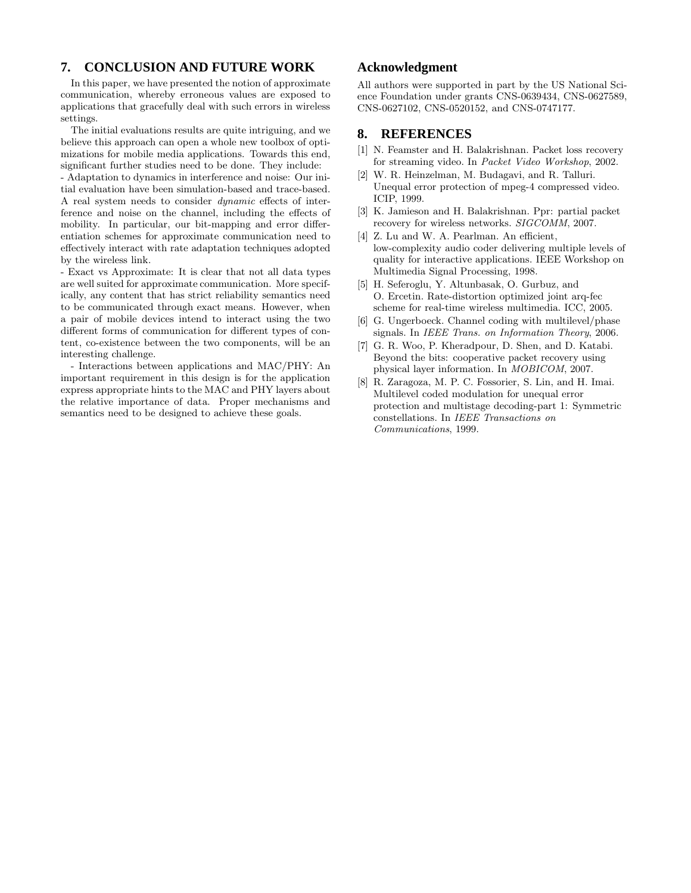## 7. CONCLUSION AND FUTURE WORK

In this paper, we have presented the notion of approximate communication, whereby erroneous values are exposed to applications that gracefully deal with such errors in wireless settings.

The initial evaluations results are quite intriguing, and we believe this approach can open a whole new toolbox of optimizations for mobile media applications. Towards this end, significant further studies need to be done. They include:

- Adaptation to dynamics in interference and noise: Our initial evaluation have been simulation-based and trace-based. A real system needs to consider *dynamic* effects of interference and noise on the channel, including the effects of mobility. In particular, our bit-mapping and error differentiation schemes for approximate communication need to effectively interact with rate adaptation techniques adopted by the wireless link.

- Exact vs Approximate: It is clear that not all data types are well suited for approximate communication. More specifically, any content that has strict reliability semantics need to be communicated through exact means. However, when a pair of mobile devices intend to interact using the two different forms of communication for different types of content, co-existence between the two components, will be an interesting challenge.

- Interactions between applications and MAC/PHY: An important requirement in this design is for the application express appropriate hints to the MAC and PHY layers about the relative importance of data. Proper mechanisms and semantics need to be designed to achieve these goals.

## Acknowledgment

All authors were supported in part by the US National Science Foundation under grants CNS-0639434, CNS-0627589, CNS-0627102, CNS-0520152, and CNS-0747177.

## 8. REFERENCES

[1] N. Feamster and H. Balakrishnan. Packet loss recovery for streaming video. In *Packet Video Workshop*, 2002.

[2] W. R. Heinzelman, M. Budagavi, and R. Talluri. Unequal error protection of mpeg-4 compressed video. ICIP, 1999.

[3] K. Jamieson and H. Balakrishnan. Ppr: partial packet recovery for wireless networks. *SIGCOMM*, 2007.

[4] Z. Lu and W. A. Pearlman. An efficient, low-complexity audio coder delivering multiple levels of quality for interactive applications. IEEE Workshop on Multimedia Signal Processing, 1998.

[5] H. Seferoglu, Y. Altunbasak, O. Gurbuz, and O. Ercetin. Rate-distortion optimized joint arq-fec scheme for real-time wireless multimedia. ICC, 2005.

[6] G. Ungerboeck. Channel coding with multilevel/phase signals. In *IEEE Trans. on Information Theory*, 2006.

[7] G. R. Woo, P. Kheradpour, D. Shen, and D. Katabi. Beyond the bits: cooperative packet recovery using physical layer information. In *MOBICOM*, 2007.

[8] R. Zaragoza, M. P. C. Fossorier, S. Lin, and H. Imai. Multilevel coded modulation for unequal error protection and multistage decoding-part 1: Symmetric constellations. In *IEEE Transactions on Communications*, 1999.